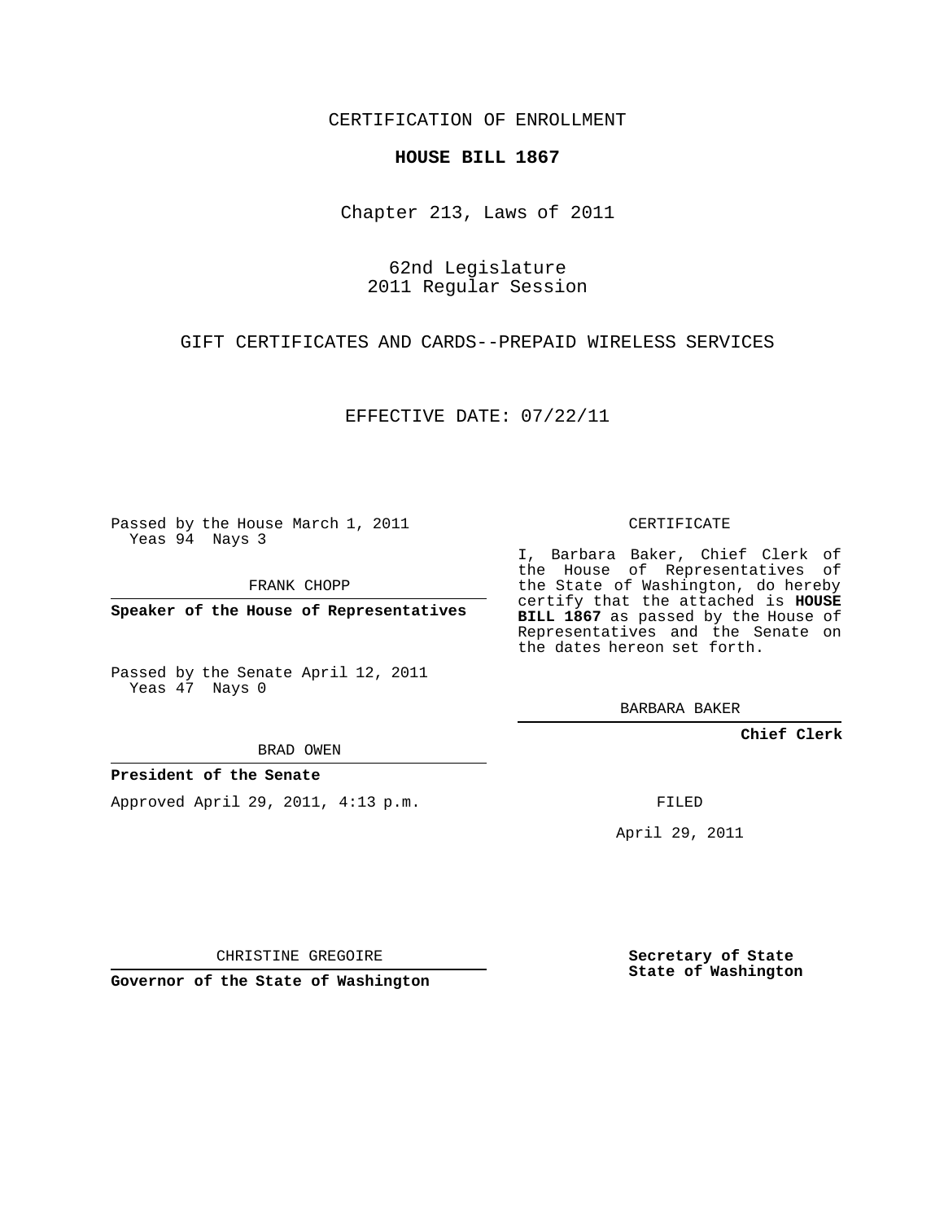CERTIFICATION OF ENROLLMENT

**HOUSE BILL 1867**

Chapter 213, Laws of 2011

62nd Legislature
2011 Regular Session

GIFT CERTIFICATES AND CARDS--PREPAID WIRELESS SERVICES

EFFECTIVE DATE: 07/22/11

Passed by the House March 1, 2011
Yeas 94 Nays 3

FRANK CHOPP

**Speaker of the House of Representatives**

Passed by the Senate April 12, 2011
Yeas 47 Nays 0

BRAD OWEN

**President of the Senate**

Approved April 29, 2011, 4:13 p.m.

CHRISTINE GREGOIRE

**Governor of the State of Washington**

CERTIFICATE

I, Barbara Baker, Chief Clerk of the House of Representatives of the State of Washington, do hereby certify that the attached is **HOUSE BILL 1867** as passed by the House of Representatives and the Senate on the dates hereon set forth.

BARBARA BAKER

**Chief Clerk**

FILED

April 29, 2011

**Secretary of State**
**State of Washington**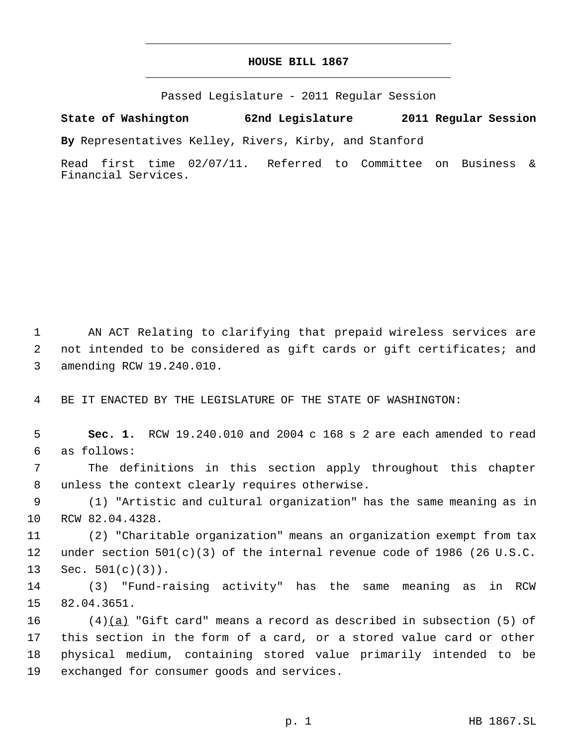HOUSE BILL 1867

Passed Legislature - 2011 Regular Session

**State of Washington 62nd Legislature 2011 Regular Session**

**By** Representatives Kelley, Rivers, Kirby, and Stanford

Read first time 02/07/11. Referred to Committee on Business & Financial Services.

1 AN ACT Relating to clarifying that prepaid wireless services are
2 not intended to be considered as gift cards or gift certificates; and
3 amending RCW 19.240.010.

4 BE IT ENACTED BY THE LEGISLATURE OF THE STATE OF WASHINGTON:

5 **Sec. 1.** RCW 19.240.010 and 2004 c 168 s 2 are each amended to read
6 as follows:

7 The definitions in this section apply throughout this chapter
8 unless the context clearly requires otherwise.

9 (1) "Artistic and cultural organization" has the same meaning as in
10 RCW 82.04.4328.

11 (2) "Charitable organization" means an organization exempt from tax
12 under section 501(c)(3) of the internal revenue code of 1986 (26 U.S.C.
13 Sec. 501(c)(3)).

14 (3) "Fund-raising activity" has the same meaning as in RCW
15 82.04.3651.

16 (4)<u>(a)</u> "Gift card" means a record as described in subsection (5) of
17 this section in the form of a card, or a stored value card or other
18 physical medium, containing stored value primarily intended to be
19 exchanged for consumer goods and services.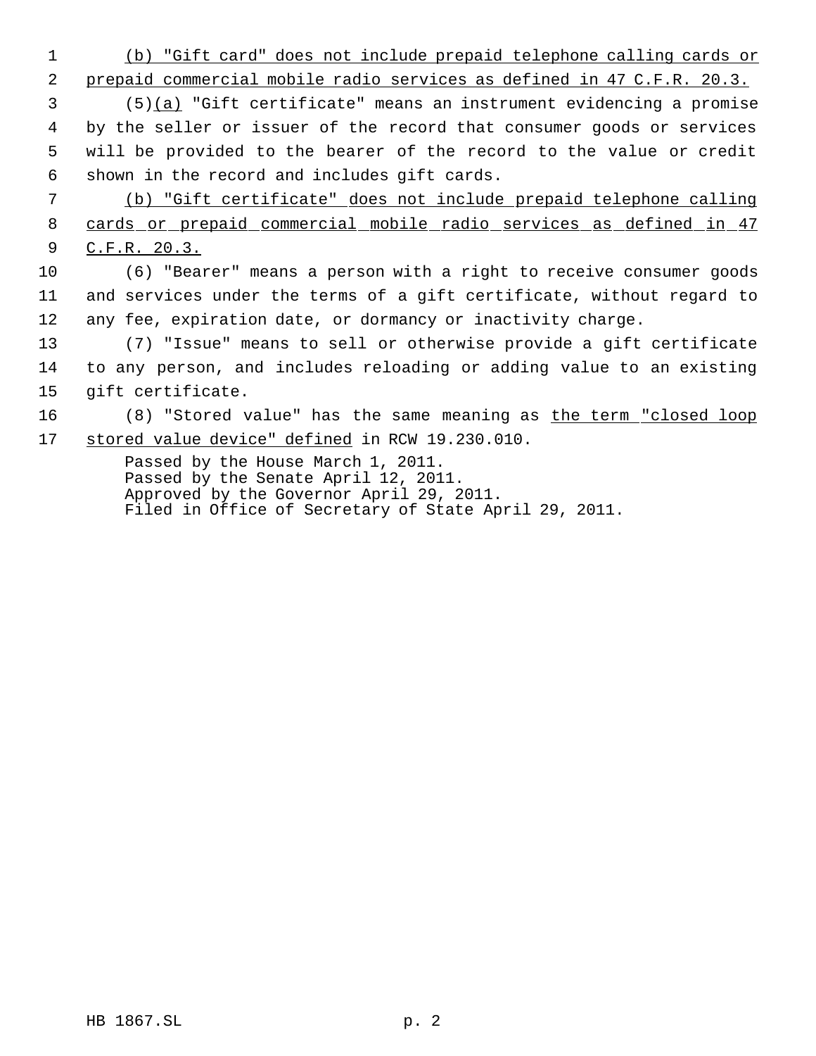(b) "Gift card" does not include prepaid telephone calling cards or prepaid commercial mobile radio services as defined in 47 C.F.R. 20.3.

(5)(a) "Gift certificate" means an instrument evidencing a promise by the seller or issuer of the record that consumer goods or services will be provided to the bearer of the record to the value or credit shown in the record and includes gift cards.

(b) "Gift certificate" does not include prepaid telephone calling cards or prepaid commercial mobile radio services as defined in 47 C.F.R. 20.3.

(6) "Bearer" means a person with a right to receive consumer goods and services under the terms of a gift certificate, without regard to any fee, expiration date, or dormancy or inactivity charge.

(7) "Issue" means to sell or otherwise provide a gift certificate to any person, and includes reloading or adding value to an existing gift certificate.

(8) "Stored value" has the same meaning as the term "closed loop stored value device" defined in RCW 19.230.010.

Passed by the House March 1, 2011.
Passed by the Senate April 12, 2011.
Approved by the Governor April 29, 2011.
Filed in Office of Secretary of State April 29, 2011.